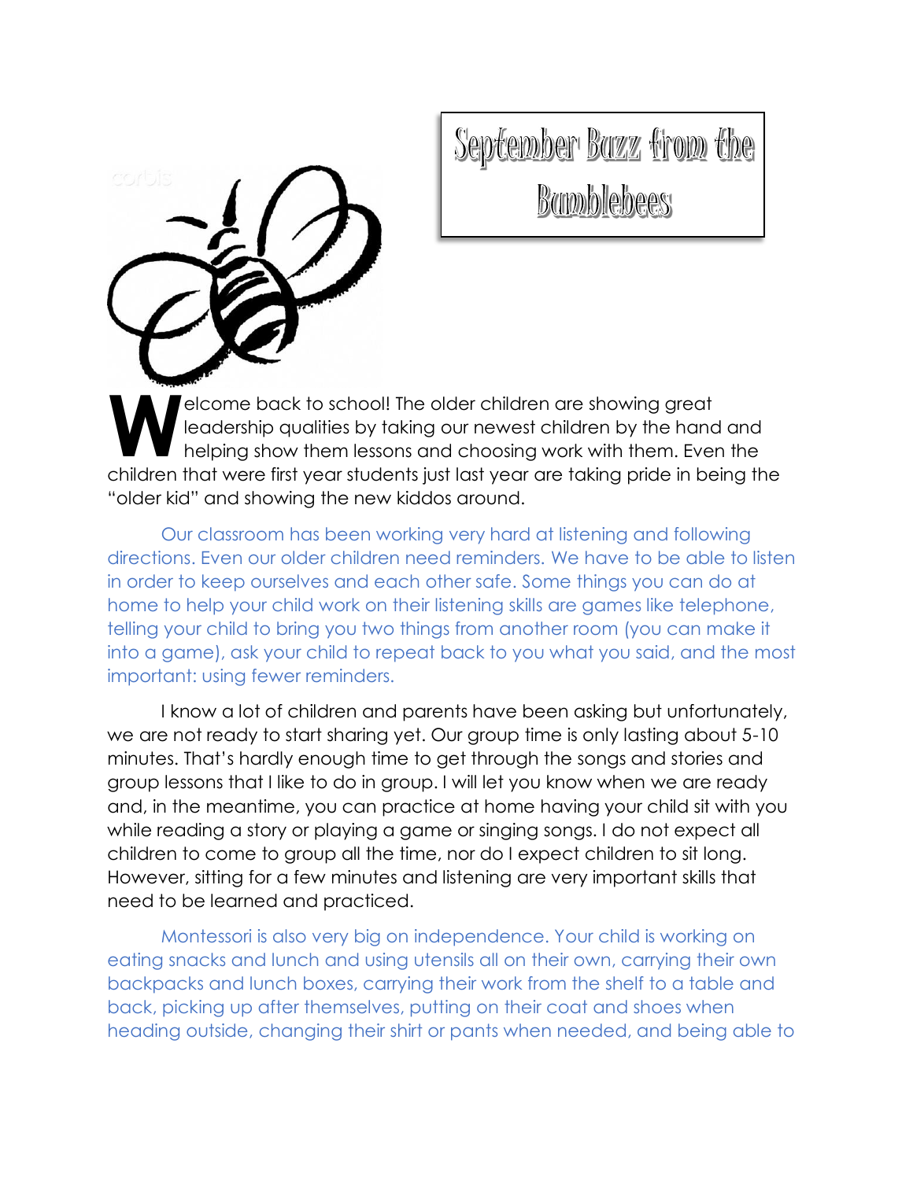# September Buzz from the Bumblebees

Welcome back to school! The older children are showing great leadership qualities by taking our newest children by the hand and helping show them lessons and choosing work with them. Even the children that were first year students just last year are taking pride in being the "older kid" and showing the new kiddos around.

Our classroom has been working very hard at listening and following directions. Even our older children need reminders. We have to be able to listen in order to keep ourselves and each other safe. Some things you can do at home to help your child work on their listening skills are games like telephone, telling your child to bring you two things from another room (you can make it into a game), ask your child to repeat back to you what you said, and the most important: using fewer reminders.

I know a lot of children and parents have been asking but unfortunately, we are not ready to start sharing yet. Our group time is only lasting about 5-10 minutes. That's hardly enough time to get through the songs and stories and group lessons that I like to do in group. I will let you know when we are ready and, in the meantime, you can practice at home having your child sit with you while reading a story or playing a game or singing songs. I do not expect all children to come to group all the time, nor do I expect children to sit long. However, sitting for a few minutes and listening are very important skills that need to be learned and practiced.

Montessori is also very big on independence. Your child is working on eating snacks and lunch and using utensils all on their own, carrying their own backpacks and lunch boxes, carrying their work from the shelf to a table and back, picking up after themselves, putting on their coat and shoes when heading outside, changing their shirt or pants when needed, and being able to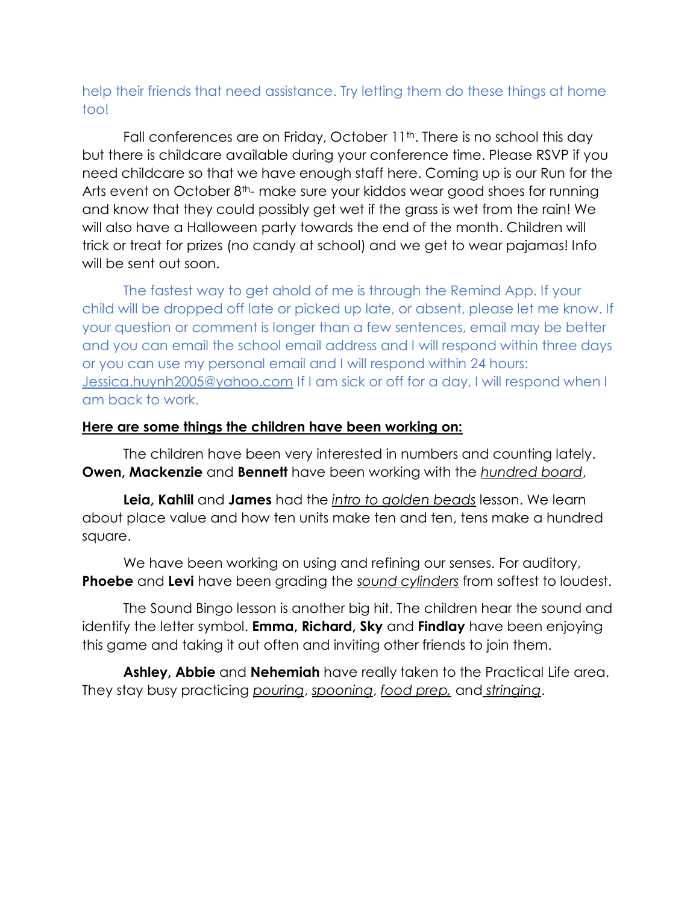help their friends that need assistance. Try letting them do these things at home too!

Fall conferences are on Friday, October 11th. There is no school this day but there is childcare available during your conference time. Please RSVP if you need childcare so that we have enough staff here. Coming up is our Run for the Arts event on October 8th- make sure your kiddos wear good shoes for running and know that they could possibly get wet if the grass is wet from the rain! We will also have a Halloween party towards the end of the month. Children will trick or treat for prizes (no candy at school) and we get to wear pajamas! Info will be sent out soon.

The fastest way to get ahold of me is through the Remind App. If your child will be dropped off late or picked up late, or absent, please let me know. If your question or comment is longer than a few sentences, email may be better and you can email the school email address and I will respond within three days or you can use my personal email and I will respond within 24 hours: Jessica.huynh2005@yahoo.com If I am sick or off for a day, I will respond when I am back to work.

**Here are some things the children have been working on:**

The children have been very interested in numbers and counting lately. **Owen, Mackenzie** and **Bennett** have been working with the *hundred board*,

**Leia, Kahlil** and **James** had the *intro to golden beads* lesson. We learn about place value and how ten units make ten and ten, tens make a hundred square.

We have been working on using and refining our senses. For auditory, **Phoebe** and **Levi** have been grading the *sound cylinders* from softest to loudest.

The Sound Bingo lesson is another big hit. The children hear the sound and identify the letter symbol. **Emma, Richard, Sky** and **Findlay** have been enjoying this game and taking it out often and inviting other friends to join them.

**Ashley, Abbie** and **Nehemiah** have really taken to the Practical Life area. They stay busy practicing *pouring*, *spooning*, *food prep,* and *stringing*.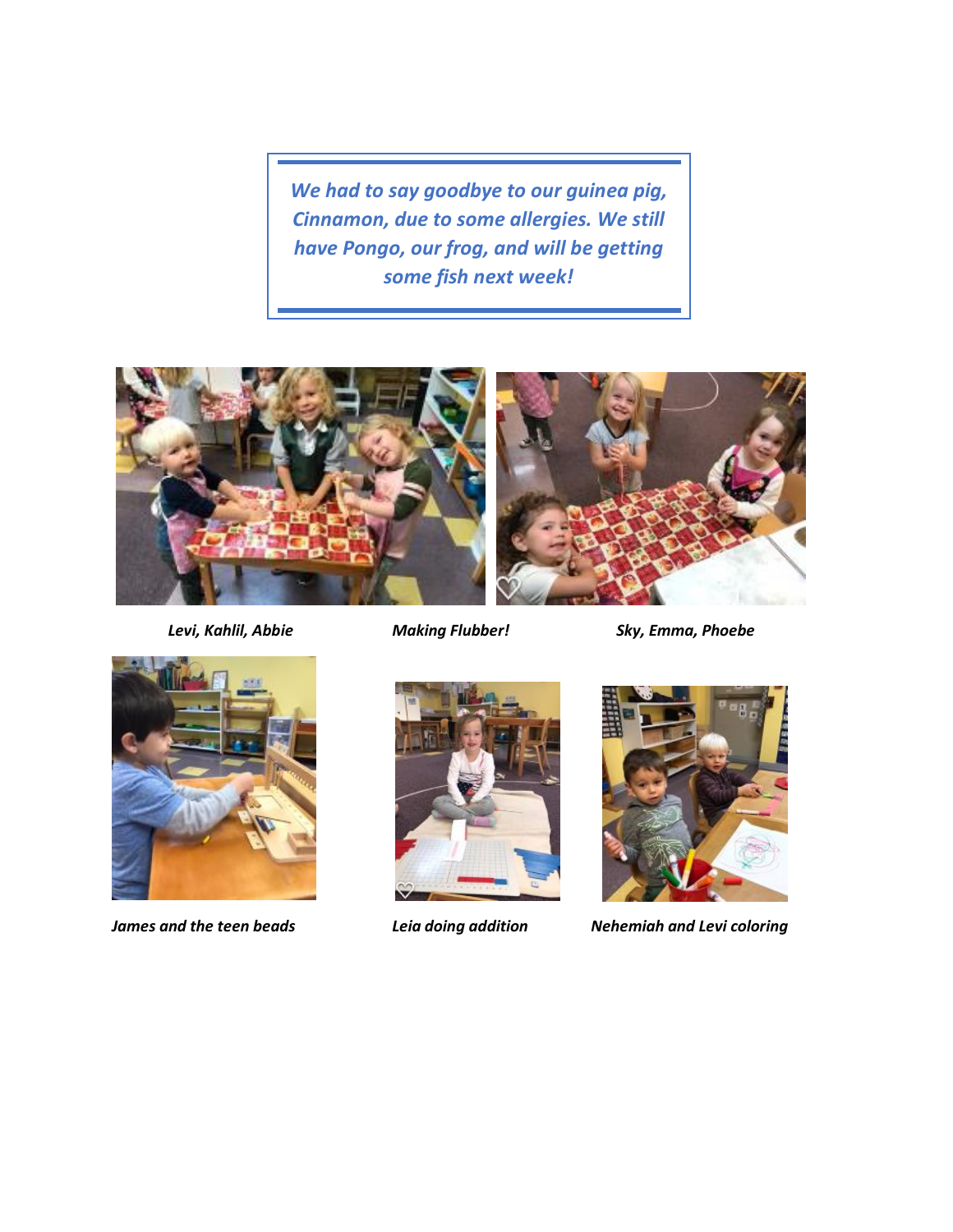*We had to say goodbye to our guinea pig, Cinnamon, due to some allergies. We still have Pongo, our frog, and will be getting some fish next week!*

***Levi, Kahlil, Abbie*** ***Making Flubber!*** ***Sky, Emma, Phoebe***

***James and the teen beads***

***Leia doing addition***

***Nehemiah and Levi coloring***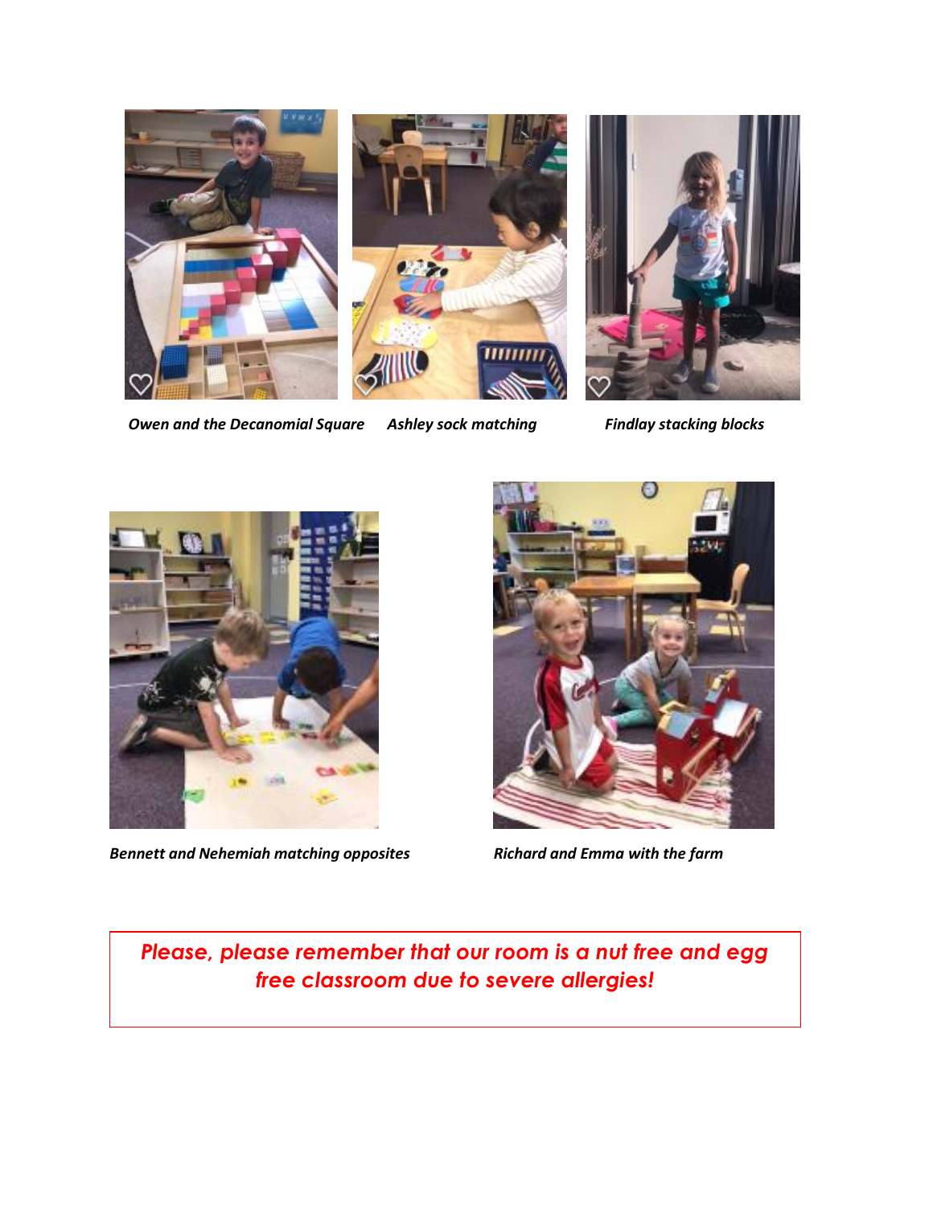*Owen and the Decanomial Square*

*Ashley sock matching*

*Findlay stacking blocks*

*Bennett and Nehemiah matching opposites*

*Richard and Emma with the farm*

*Please, please remember that our room is a nut free and egg free classroom due to severe allergies!*